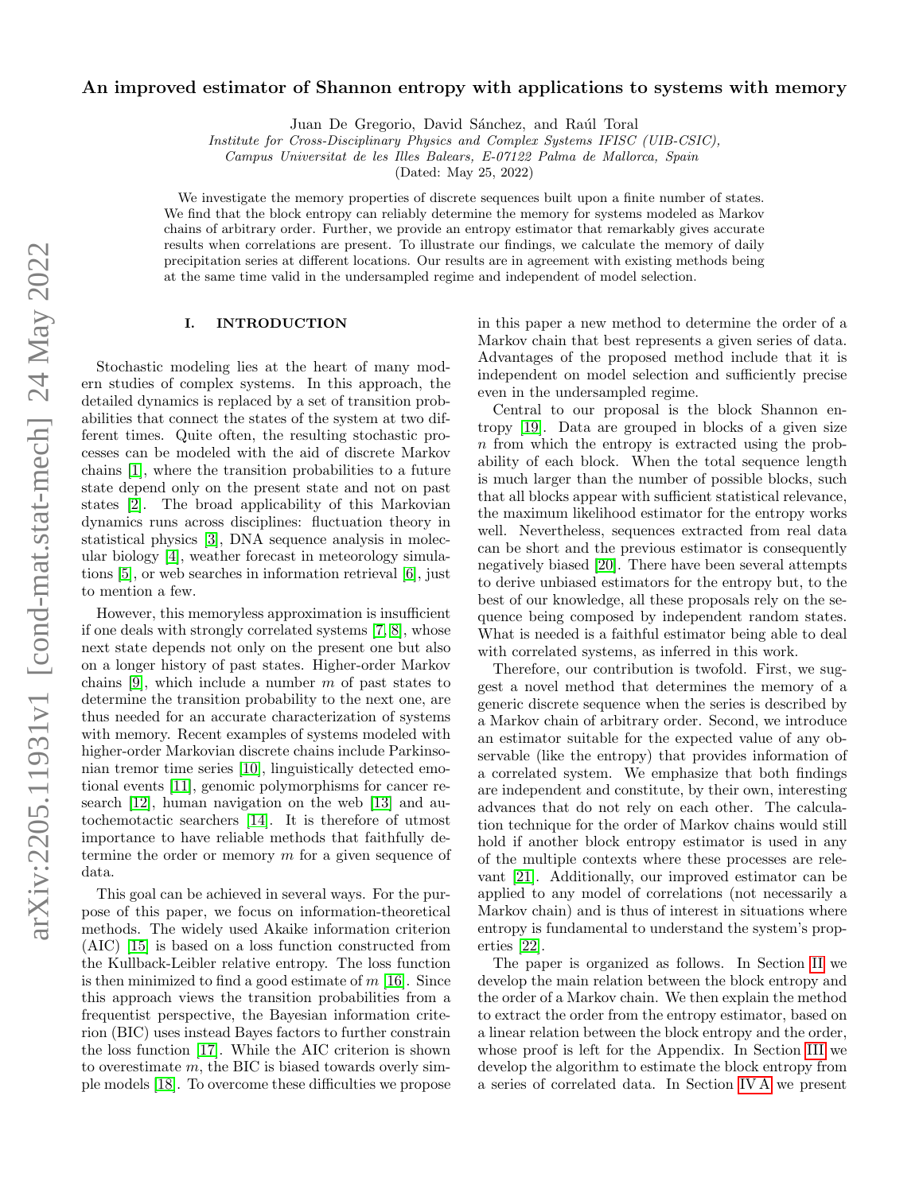# An improved estimator of Shannon entropy with applications to systems with memory

Juan De Gregorio, David Sánchez, and Raúl Toral

*Institute for Cross-Disciplinary Physics and Complex Systems IFISC (UIB-CSIC), Campus Universitat de les Illes Balears, E-07122 Palma de Mallorca, Spain*

(Dated: May 25, 2022)

We investigate the memory properties of discrete sequences built upon a finite number of states. We find that the block entropy can reliably determine the memory for systems modeled as Markov chains of arbitrary order. Further, we provide an entropy estimator that remarkably gives accurate results when correlations are present. To illustrate our findings, we calculate the memory of daily precipitation series at different locations. Our results are in agreement with existing methods being at the same time valid in the undersampled regime and independent of model selection.

## I. INTRODUCTION

Stochastic modeling lies at the heart of many modern studies of complex systems. In this approach, the detailed dynamics is replaced by a set of transition probabilities that connect the states of the system at two different times. Quite often, the resulting stochastic processes can be modeled with the aid of discrete Markov chains [1], where the transition probabilities to a future state depend only on the present state and not on past states [2]. The broad applicability of this Markovian dynamics runs across disciplines: fluctuation theory in statistical physics [3], DNA sequence analysis in molecular biology [4], weather forecast in meteorology simulations [5], or web searches in information retrieval [6], just to mention a few.

However, this memoryless approximation is insufficient if one deals with strongly correlated systems [7, 8], whose next state depends not only on the present one but also on a longer history of past states. Higher-order Markov chains [9], which include a number $m$ of past states to determine the transition probability to the next one, are thus needed for an accurate characterization of systems with memory. Recent examples of systems modeled with higher-order Markovian discrete chains include Parkinsonian tremor time series [10], linguistically detected emotional events [11], genomic polymorphisms for cancer research [12], human navigation on the web [13] and autochemotactic searchers [14]. It is therefore of utmost importance to have reliable methods that faithfully determine the order or memory $m$ for a given sequence of data.

This goal can be achieved in several ways. For the purpose of this paper, we focus on information-theoretical methods. The widely used Akaike information criterion (AIC) [15] is based on a loss function constructed from the Kullback-Leibler relative entropy. The loss function is then minimized to find a good estimate of $m$ [16]. Since this approach views the transition probabilities from a frequentist perspective, the Bayesian information criterion (BIC) uses instead Bayes factors to further constrain the loss function [17]. While the AIC criterion is shown to overestimate $m$, the BIC is biased towards overly simple models [18]. To overcome these difficulties we propose in this paper a new method to determine the order of a Markov chain that best represents a given series of data. Advantages of the proposed method include that it is independent on model selection and sufficiently precise even in the undersampled regime.

Central to our proposal is the block Shannon entropy [19]. Data are grouped in blocks of a given size $n$ from which the entropy is extracted using the probability of each block. When the total sequence length is much larger than the number of possible blocks, such that all blocks appear with sufficient statistical relevance, the maximum likelihood estimator for the entropy works well. Nevertheless, sequences extracted from real data can be short and the previous estimator is consequently negatively biased [20]. There have been several attempts to derive unbiased estimators for the entropy but, to the best of our knowledge, all these proposals rely on the sequence being composed by independent random states. What is needed is a faithful estimator being able to deal with correlated systems, as inferred in this work.

Therefore, our contribution is twofold. First, we suggest a novel method that determines the memory of a generic discrete sequence when the series is described by a Markov chain of arbitrary order. Second, we introduce an estimator suitable for the expected value of any observable (like the entropy) that provides information of a correlated system. We emphasize that both findings are independent and constitute, by their own, interesting advances that do not rely on each other. The calculation technique for the order of Markov chains would still hold if another block entropy estimator is used in any of the multiple contexts where these processes are relevant [21]. Additionally, our improved estimator can be applied to any model of correlations (not necessarily a Markov chain) and is thus of interest in situations where entropy is fundamental to understand the system's properties [22].

The paper is organized as follows. In Section II we develop the main relation between the block entropy and the order of a Markov chain. We then explain the method to extract the order from the entropy estimator, based on a linear relation between the block entropy and the order, whose proof is left for the Appendix. In Section III we develop the algorithm to estimate the block entropy from a series of correlated data. In Section IV A we present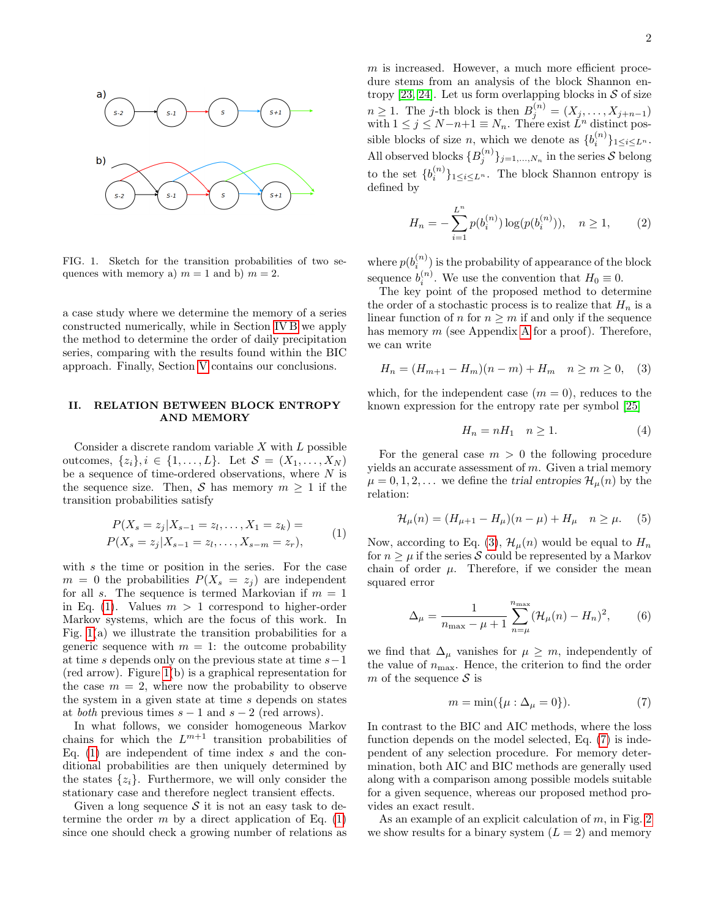FIG. 1. Sketch for the transition probabilities of two sequences with memory a) $m = 1$ and b) $m = 2$.

a case study where we determine the memory of a series constructed numerically, while in Section IV B we apply the method to determine the order of daily precipitation series, comparing with the results found within the BIC approach. Finally, Section V contains our conclusions.

## II. RELATION BETWEEN BLOCK ENTROPY AND MEMORY

Consider a discrete random variable $X$ with $L$ possible outcomes, $\{z_i\}, i \in \{1, \ldots, L\}$. Let $\mathcal{S} = (X_1, \ldots, X_N)$ be a sequence of time-ordered observations, where $N$ is the sequence size. Then, $\mathcal{S}$ has memory $m \geq 1$ if the transition probabilities satisfy

$$
\begin{aligned}
&P(X_s = z_j | X_{s-1} = z_l, \ldots, X_1 = z_k) = \\
&P(X_s = z_j | X_{s-1} = z_l, \ldots, X_{s-m} = z_r),
\end{aligned} \tag{1}
$$

with $s$ the time or position in the series. For the case $m = 0$ the probabilities $P(X_s = z_j)$ are independent for all $s$. The sequence is termed Markovian if $m = 1$ in Eq. (1). Values $m > 1$ correspond to higher-order Markov systems, which are the focus of this work. In Fig. 1(a) we illustrate the transition probabilities for a generic sequence with $m = 1$: the outcome probability at time $s$ depends only on the previous state at time $s-1$ (red arrow). Figure 1(b) is a graphical representation for the case $m = 2$, where now the probability to observe the system in a given state at time $s$ depends on states at *both* previous times $s - 1$ and $s - 2$ (red arrows).

In what follows, we consider homogeneous Markov chains for which the $L^{m+1}$ transition probabilities of Eq. (1) are independent of time index $s$ and the conditional probabilities are then uniquely determined by the states $\{z_i\}$. Furthermore, we will only consider the stationary case and therefore neglect transient effects.

Given a long sequence $\mathcal{S}$ it is not an easy task to determine the order $m$ by a direct application of Eq. (1) since one should check a growing number of relations as $m$ is increased. However, a much more efficient procedure stems from an analysis of the block Shannon entropy [23, 24]. Let us form overlapping blocks in $\mathcal{S}$ of size $n \geq 1$. The $j$-th block is then $B_j^{(n)} = (X_j, \ldots, X_{j+n-1})$ with $1 \leq j \leq N-n+1 \equiv N_n$. There exist $L^n$ distinct possible blocks of size $n$, which we denote as $\{b_i^{(n)}\}_{1\leq i\leq L^n}$. All observed blocks $\{B_j^{(n)}\}_{j=1,\ldots,N_n}$ in the series $\mathcal{S}$ belong to the set $\{b_i^{(n)}\}_{1\leq i\leq L^n}$. The block Shannon entropy is defined by

$$
H_n = -\sum_{i=1}^{L^n} p(b_i^{(n)}) \log(p(b_i^{(n)})), \quad n \geq 1, \tag{2}
$$

where $p(b_i^{(n)})$ is the probability of appearance of the block sequence $b_i^{(n)}$. We use the convention that $H_0 \equiv 0$.

The key point of the proposed method to determine the order of a stochastic process is to realize that $H_n$ is a linear function of $n$ for $n \geq m$ if and only if the sequence has memory $m$ (see Appendix A for a proof). Therefore, we can write

$$
H_n = (H_{m+1} - H_m)(n - m) + H_m \quad n \geq m \geq 0, \tag{3}
$$

which, for the independent case ($m = 0$), reduces to the known expression for the entropy rate per symbol [25]

$$
H_n = nH_1 \quad n \geq 1. \tag{4}
$$

For the general case $m > 0$ the following procedure yields an accurate assessment of $m$. Given a trial memory $\mu = 0, 1, 2, \ldots$ we define the *trial entropies* $\mathcal{H}_\mu(n)$ by the relation:

$$
\mathcal{H}_\mu(n) = (H_{\mu+1} - H_\mu)(n - \mu) + H_\mu \quad n \geq \mu. \tag{5}
$$

Now, according to Eq. (3), $\mathcal{H}_\mu(n)$ would be equal to $H_n$ for $n \geq \mu$ if the series $\mathcal{S}$ could be represented by a Markov chain of order $\mu$. Therefore, if we consider the mean squared error

$$
\Delta_\mu = \frac{1}{n_{\max} - \mu + 1} \sum_{n=\mu}^{n_{\max}} (\mathcal{H}_\mu(n) - H_n)^2, \tag{6}
$$

we find that $\Delta_\mu$ vanishes for $\mu \geq m$, independently of the value of $n_{\max}$. Hence, the criterion to find the order $m$ of the sequence $\mathcal{S}$ is

$$
m = \min(\{\mu : \Delta_\mu = 0\}). \tag{7}
$$

In contrast to the BIC and AIC methods, where the loss function depends on the model selected, Eq. (7) is independent of any selection procedure. For memory determination, both AIC and BIC methods are generally used along with a comparison among possible models suitable for a given sequence, whereas our proposed method provides an exact result.

As an example of an explicit calculation of $m$, in Fig. 2 we show results for a binary system ($L = 2$) and memory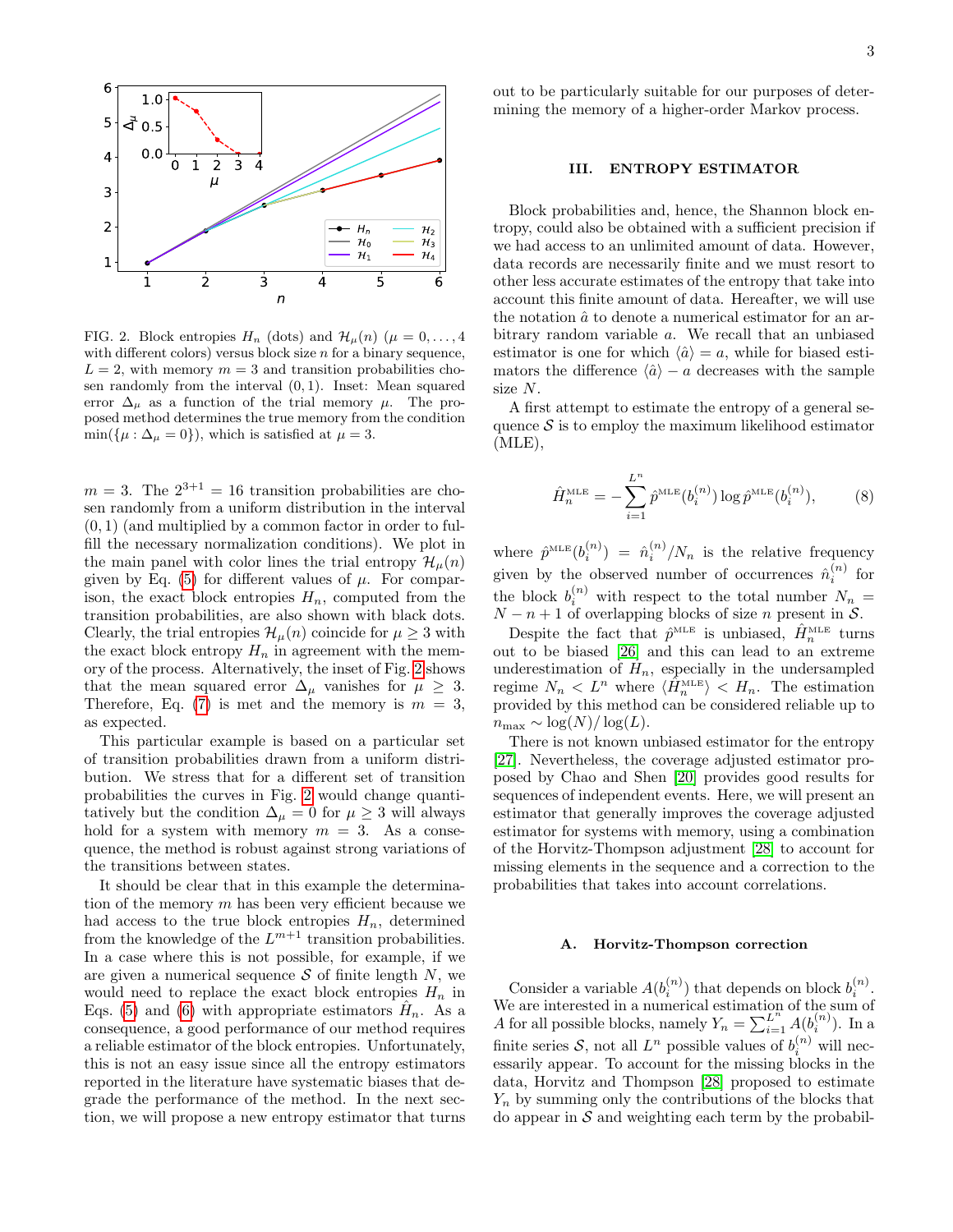FIG. 2. Block entropies $H_n$ (dots) and $\mathcal{H}_\mu(n)$ ($\mu = 0, \ldots, 4$ with different colors) versus block size $n$ for a binary sequence, $L = 2$, with memory $m = 3$ and transition probabilities chosen randomly from the interval $(0, 1)$. Inset: Mean squared error $\Delta_\mu$ as a function of the trial memory $\mu$. The proposed method determines the true memory from the condition $\min(\{\mu : \Delta_\mu = 0\})$, which is satisfied at $\mu = 3$.

$m = 3$. The $2^{3+1} = 16$ transition probabilities are chosen randomly from a uniform distribution in the interval $(0, 1)$ (and multiplied by a common factor in order to fulfill the necessary normalization conditions). We plot in the main panel with color lines the trial entropy $\mathcal{H}_\mu(n)$ given by Eq. (5) for different values of $\mu$. For comparison, the exact block entropies $H_n$, computed from the transition probabilities, are also shown with black dots. Clearly, the trial entropies $\mathcal{H}_\mu(n)$ coincide for $\mu \geq 3$ with the exact block entropy $H_n$ in agreement with the memory of the process. Alternatively, the inset of Fig. 2 shows that the mean squared error $\Delta_\mu$ vanishes for $\mu \geq 3$. Therefore, Eq. (7) is met and the memory is $m = 3$, as expected.

This particular example is based on a particular set of transition probabilities drawn from a uniform distribution. We stress that for a different set of transition probabilities the curves in Fig. 2 would change quantitatively but the condition $\Delta_\mu = 0$ for $\mu \geq 3$ will always hold for a system with memory $m = 3$. As a consequence, the method is robust against strong variations of the transitions between states.

It should be clear that in this example the determination of the memory $m$ has been very efficient because we had access to the true block entropies $H_n$, determined from the knowledge of the $L^{m+1}$ transition probabilities. In a case where this is not possible, for example, if we are given a numerical sequence $\mathcal{S}$ of finite length $N$, we would need to replace the exact block entropies $H_n$ in Eqs. (5) and (6) with appropriate estimators $\hat{H}_n$. As a consequence, a good performance of our method requires a reliable estimator of the block entropies. Unfortunately, this is not an easy issue since all the entropy estimators reported in the literature have systematic biases that degrade the performance of the method. In the next section, we will propose a new entropy estimator that turns out to be particularly suitable for our purposes of determining the memory of a higher-order Markov process.

## III. ENTROPY ESTIMATOR

Block probabilities and, hence, the Shannon block entropy, could also be obtained with a sufficient precision if we had access to an unlimited amount of data. However, data records are necessarily finite and we must resort to other less accurate estimates of the entropy that take into account this finite amount of data. Hereafter, we will use the notation $\hat{a}$ to denote a numerical estimator for an arbitrary random variable $a$. We recall that an unbiased estimator is one for which $\langle \hat{a} \rangle = a$, while for biased estimators the difference $\langle \hat{a} \rangle - a$ decreases with the sample size $N$.

A first attempt to estimate the entropy of a general sequence $\mathcal{S}$ is to employ the maximum likelihood estimator (MLE),

$$\hat{H}_n^{\text{MLE}} = -\sum_{i=1}^{L^n} \hat{p}^{\text{MLE}}(b_i^{(n)}) \log \hat{p}^{\text{MLE}}(b_i^{(n)}), \tag{8}$$

where $\hat{p}^{\text{MLE}}(b_i^{(n)}) = \hat{n}_i^{(n)}/N_n$ is the relative frequency given by the observed number of occurrences $\hat{n}_i^{(n)}$ for the block $b_i^{(n)}$ with respect to the total number $N_n = N - n + 1$ of overlapping blocks of size $n$ present in $\mathcal{S}$.

Despite the fact that $\hat{p}^{\text{MLE}}$ is unbiased, $\hat{H}_n^{\text{MLE}}$ turns out to be biased [26] and this can lead to an extreme underestimation of $H_n$, especially in the undersampled regime $N_n < L^n$ where $\langle \hat{H}_n^{\text{MLE}} \rangle < H_n$. The estimation provided by this method can be considered reliable up to $n_{\max} \sim \log(N)/\log(L)$.

There is not known unbiased estimator for the entropy [27]. Nevertheless, the coverage adjusted estimator proposed by Chao and Shen [20] provides good results for sequences of independent events. Here, we will present an estimator that generally improves the coverage adjusted estimator for systems with memory, using a combination of the Horvitz-Thompson adjustment [28] to account for missing elements in the sequence and a correction to the probabilities that takes into account correlations.

### A. Horvitz-Thompson correction

Consider a variable $A(b_i^{(n)})$ that depends on block $b_i^{(n)}$. We are interested in a numerical estimation of the sum of $A$ for all possible blocks, namely $Y_n = \sum_{i=1}^{L^n} A(b_i^{(n)})$. In a finite series $\mathcal{S}$, not all $L^n$ possible values of $b_i^{(n)}$ will necessarily appear. To account for the missing blocks in the data, Horvitz and Thompson [28] proposed to estimate $Y_n$ by summing only the contributions of the blocks that do appear in $\mathcal{S}$ and weighting each term by the probabil-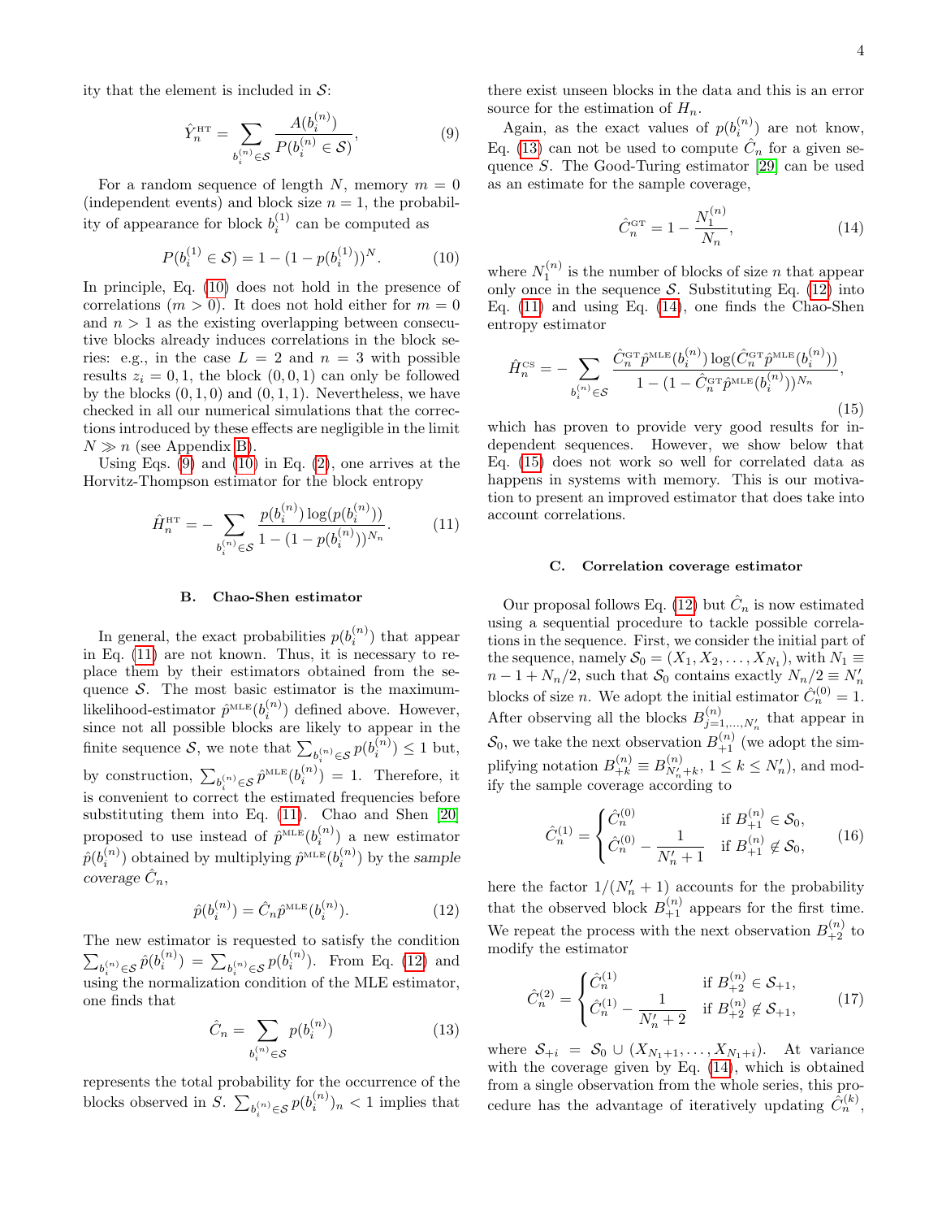ity that the element is included in $\mathcal{S}$:

$$\hat{Y}_n^{\text{HT}} = \sum_{b_i^{(n)} \in \mathcal{S}} \frac{A(b_i^{(n)})}{P(b_i^{(n)} \in \mathcal{S})}, \tag{9}$$

For a random sequence of length $N$, memory $m = 0$ (independent events) and block size $n = 1$, the probability of appearance for block $b_i^{(1)}$ can be computed as

$$P(b_i^{(1)} \in \mathcal{S}) = 1 - (1 - p(b_i^{(1)}))^N. \tag{10}$$

In principle, Eq. (10) does not hold in the presence of correlations ($m > 0$). It does not hold either for $m = 0$ and $n > 1$ as the existing overlapping between consecutive blocks already induces correlations in the block series: e.g., in the case $L = 2$ and $n = 3$ with possible results $z_i = 0, 1$, the block $(0, 0, 1)$ can only be followed by the blocks $(0, 1, 0)$ and $(0, 1, 1)$. Nevertheless, we have checked in all our numerical simulations that the corrections introduced by these effects are negligible in the limit $N \gg n$ (see Appendix B).

Using Eqs. (9) and (10) in Eq. (2), one arrives at the Horvitz-Thompson estimator for the block entropy

$$\hat{H}_n^{\text{HT}} = -\sum_{b_i^{(n)} \in \mathcal{S}} \frac{p(b_i^{(n)}) \log(p(b_i^{(n)}))}{1 - (1 - p(b_i^{(n)}))^{N_n}}. \tag{11}$$

### B. Chao-Shen estimator

In general, the exact probabilities $p(b_i^{(n)})$ that appear in Eq. (11) are not known. Thus, it is necessary to replace them by their estimators obtained from the sequence $\mathcal{S}$. The most basic estimator is the maximum-likelihood-estimator $\hat{p}^{\text{MLE}}(b_i^{(n)})$ defined above. However, since not all possible blocks are likely to appear in the finite sequence $\mathcal{S}$, we note that $\sum_{b_i^{(n)} \in \mathcal{S}} p(b_i^{(n)}) \leq 1$ but, by construction, $\sum_{b_i^{(n)} \in \mathcal{S}} \hat{p}^{\text{MLE}}(b_i^{(n)}) = 1$. Therefore, it is convenient to correct the estimated frequencies before substituting them into Eq. (11). Chao and Shen [20] proposed to use instead of $\hat{p}^{\text{MLE}}(b_i^{(n)})$ a new estimator $\hat{p}(b_i^{(n)})$ obtained by multiplying $\hat{p}^{\text{MLE}}(b_i^{(n)})$ by the *sample coverage* $\hat{C}_n$,

$$\hat{p}(b_i^{(n)}) = \hat{C}_n \hat{p}^{\text{MLE}}(b_i^{(n)}). \tag{12}$$

The new estimator is requested to satisfy the condition $\sum_{b_i^{(n)} \in \mathcal{S}} \hat{p}(b_i^{(n)}) = \sum_{b_i^{(n)} \in \mathcal{S}} p(b_i^{(n)})$. From Eq. (12) and using the normalization condition of the MLE estimator, one finds that

$$\hat{C}_n = \sum_{b_i^{(n)} \in \mathcal{S}} p(b_i^{(n)}) \tag{13}$$

represents the total probability for the occurrence of the blocks observed in $S$. $\sum_{b_i^{(n)} \in \mathcal{S}} p(b_i^{(n)})_n < 1$ implies that there exist unseen blocks in the data and this is an error source for the estimation of $H_n$.

Again, as the exact values of $p(b_i^{(n)})$ are not know, Eq. (13) can not be used to compute $\hat{C}_n$ for a given sequence $S$. The Good-Turing estimator [29] can be used as an estimate for the sample coverage,

$$\hat{C}_n^{\text{GT}} = 1 - \frac{N_1^{(n)}}{N_n}, \tag{14}$$

where $N_1^{(n)}$ is the number of blocks of size $n$ that appear only once in the sequence $\mathcal{S}$. Substituting Eq. (12) into Eq. (11) and using Eq. (14), one finds the Chao-Shen entropy estimator

$$\hat{H}_n^{\text{CS}} = -\sum_{b_i^{(n)} \in \mathcal{S}} \frac{\hat{C}_n^{\text{GT}} \hat{p}^{\text{MLE}}(b_i^{(n)}) \log(\hat{C}_n^{\text{GT}} \hat{p}^{\text{MLE}}(b_i^{(n)}))}{1 - (1 - \hat{C}_n^{\text{GT}} \hat{p}^{\text{MLE}}(b_i^{(n)}))^{N_n}}, \tag{15}$$

which has proven to provide very good results for independent sequences. However, we show below that Eq. (15) does not work so well for correlated data as happens in systems with memory. This is our motivation to present an improved estimator that does take into account correlations.

### C. Correlation coverage estimator

Our proposal follows Eq. (12) but $\hat{C}_n$ is now estimated using a sequential procedure to tackle possible correlations in the sequence. First, we consider the initial part of the sequence, namely $\mathcal{S}_0 = (X_1, X_2, \ldots, X_{N_1})$, with $N_1 \equiv n - 1 + N_n/2$, such that $\mathcal{S}_0$ contains exactly $N_n/2 \equiv N_n'$ blocks of size $n$. We adopt the initial estimator $\hat{C}_n^{(0)} = 1$. After observing all the blocks $B_{j=1,\ldots,N_n'}^{(n)}$ that appear in $\mathcal{S}_0$, we take the next observation $B_{+1}^{(n)}$ (we adopt the simplifying notation $B_{+k}^{(n)} \equiv B_{N_n'+k}^{(n)}$, $1 \leq k \leq N_n'$), and modify the sample coverage according to

$$\hat{C}_n^{(1)} = \begin{cases} \hat{C}_n^{(0)} & \text{if } B_{+1}^{(n)} \in \mathcal{S}_0, \\ \hat{C}_n^{(0)} - \dfrac{1}{N_n' + 1} & \text{if } B_{+1}^{(n)} \notin \mathcal{S}_0, \end{cases} \tag{16}$$

here the factor $1/(N_n' + 1)$ accounts for the probability that the observed block $B_{+1}^{(n)}$ appears for the first time. We repeat the process with the next observation $B_{+2}^{(n)}$ to modify the estimator

$$\hat{C}_n^{(2)} = \begin{cases} \hat{C}_n^{(1)} & \text{if } B_{+2}^{(n)} \in \mathcal{S}_{+1}, \\ \hat{C}_n^{(1)} - \dfrac{1}{N_n' + 2} & \text{if } B_{+2}^{(n)} \notin \mathcal{S}_{+1}, \end{cases} \tag{17}$$

where $\mathcal{S}_{+i} = \mathcal{S}_0 \cup (X_{N_1+1}, \ldots, X_{N_1+i})$. At variance with the coverage given by Eq. (14), which is obtained from a single observation from the whole series, this procedure has the advantage of iteratively updating $\hat{C}_n^{(k)}$,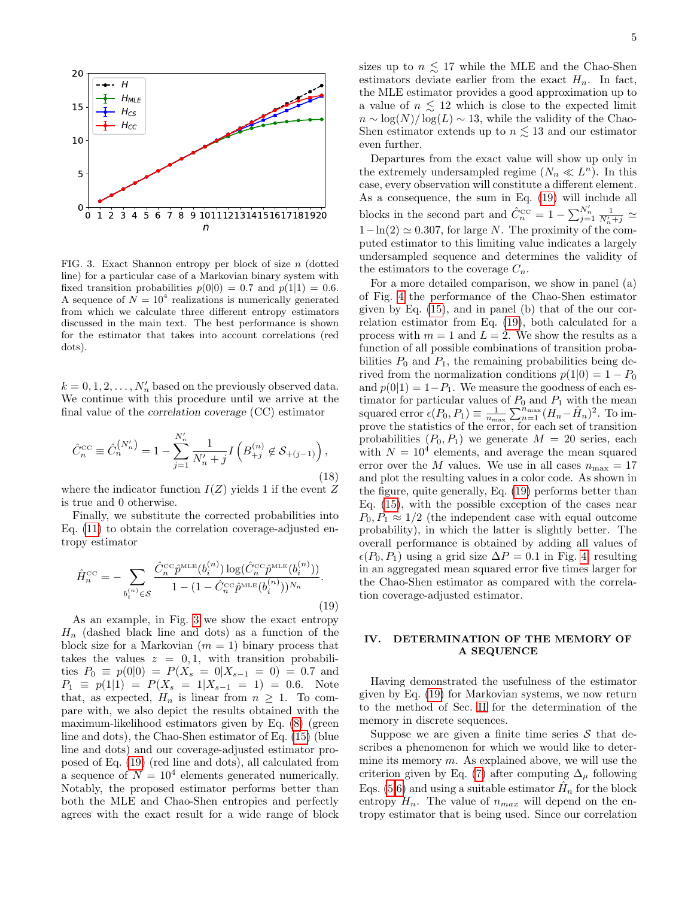FIG. 3. Exact Shannon entropy per block of size $n$ (dotted line) for a particular case of a Markovian binary system with fixed transition probabilities $p(0|0) = 0.7$ and $p(1|1) = 0.6$. A sequence of $N = 10^4$ realizations is numerically generated from which we calculate three different entropy estimators discussed in the main text. The best performance is shown for the estimator that takes into account correlations (red dots).

$k = 0, 1, 2, \ldots, N'_n$ based on the previously observed data. We continue with this procedure until we arrive at the final value of the *correlation coverage* (CC) estimator

$$\hat{C}_n^{\text{CC}} \equiv \hat{C}_n^{(N'_n)} = 1 - \sum_{j=1}^{N'_n} \frac{1}{N'_n + j} I\left(B_{+j}^{(n)} \notin \mathcal{S}_{+(j-1)}\right), \tag{18}$$

where the indicator function $I(Z)$ yields 1 if the event $Z$ is true and 0 otherwise.

Finally, we substitute the corrected probabilities into Eq. (11) to obtain the correlation coverage-adjusted entropy estimator

$$\hat{H}_n^{\text{CC}} = - \sum_{b_i^{(n)} \in \mathcal{S}} \frac{\hat{C}_n^{\text{CC}} \hat{p}^{\text{MLE}}(b_i^{(n)}) \log(\hat{C}_n^{\text{CC}} \hat{p}^{\text{MLE}}(b_i^{(n)}))}{1 - (1 - \hat{C}_n^{\text{CC}} \hat{p}^{\text{MLE}}(b_i^{(n)}))^{N_n}}. \tag{19}$$

As an example, in Fig. 3 we show the exact entropy $H_n$ (dashed black line and dots) as a function of the block size for a Markovian ($m = 1$) binary process that takes the values $z = 0, 1$, with transition probabilities $P_0 \equiv p(0|0) = P(X_s = 0|X_{s-1} = 0) = 0.7$ and $P_1 \equiv p(1|1) = P(X_s = 1|X_{s-1} = 1) = 0.6$. Note that, as expected, $H_n$ is linear from $n \geq 1$. To compare with, we also depict the results obtained with the maximum-likelihood estimators given by Eq. (8) (green line and dots), the Chao-Shen estimator of Eq. (15) (blue line and dots) and our coverage-adjusted estimator proposed of Eq. (19) (red line and dots), all calculated from a sequence of $N = 10^4$ elements generated numerically. Notably, the proposed estimator performs better than both the MLE and Chao-Shen entropies and perfectly agrees with the exact result for a wide range of block sizes up to $n \lesssim 17$ while the MLE and the Chao-Shen estimators deviate earlier from the exact $H_n$. In fact, the MLE estimator provides a good approximation up to a value of $n \lesssim 12$ which is close to the expected limit $n \sim \log(N)/\log(L) \sim 13$, while the validity of the Chao-Shen estimator extends up to $n \lesssim 13$ and our estimator even further.

Departures from the exact value will show up only in the extremely undersampled regime ($N_n \ll L^n$). In this case, every observation will constitute a different element. As a consequence, the sum in Eq. (19) will include all blocks in the second part and $\hat{C}_n^{\text{CC}} = 1 - \sum_{j=1}^{N'_n} \frac{1}{N'_n + j} \simeq 1 - \ln(2) \simeq 0.307$, for large $N$. The proximity of the computed estimator to this limiting value indicates a largely undersampled sequence and determines the validity of the estimators to the coverage $C_n$.

For a more detailed comparison, we show in panel (a) of Fig. 4 the performance of the Chao-Shen estimator given by Eq. (15), and in panel (b) that of the our correlation estimator from Eq. (19), both calculated for a process with $m = 1$ and $L = 2$. We show the results as a function of all possible combinations of transition probabilities $P_0$ and $P_1$, the remaining probabilities being derived from the normalization conditions $p(1|0) = 1 - P_0$ and $p(0|1) = 1 - P_1$. We measure the goodness of each estimator for particular values of $P_0$ and $P_1$ with the mean squared error $\epsilon(P_0, P_1) \equiv \frac{1}{n_{\max}} \sum_{n=1}^{n_{\max}} (H_n - \hat{H}_n)^2$. To improve the statistics of the error, for each set of transition probabilities $(P_0, P_1)$ we generate $M = 20$ series, each with $N = 10^4$ elements, and average the mean squared error over the $M$ values. We use in all cases $n_{\max} = 17$ and plot the resulting values in a color code. As shown in the figure, quite generally, Eq. (19) performs better than Eq. (15), with the possible exception of the cases near $P_0, P_1 \approx 1/2$ (the independent case with equal outcome probability), in which the latter is slightly better. The overall performance is obtained by adding all values of $\epsilon(P_0, P_1)$ using a grid size $\Delta P = 0.1$ in Fig. 4, resulting in an aggregated mean squared error five times larger for the Chao-Shen estimator as compared with the correlation coverage-adjusted estimator.

## IV. DETERMINATION OF THE MEMORY OF A SEQUENCE

Having demonstrated the usefulness of the estimator given by Eq. (19) for Markovian systems, we now return to the method of Sec. II for the determination of the memory in discrete sequences.

Suppose we are given a finite time series $\mathcal{S}$ that describes a phenomenon for which we would like to determine its memory $m$. As explained above, we will use the criterion given by Eq. (7) after computing $\Delta_\mu$ following Eqs. (5,6) and using a suitable estimator $\hat{H}_n$ for the block entropy $H_n$. The value of $n_{max}$ will depend on the entropy estimator that is being used. Since our correlation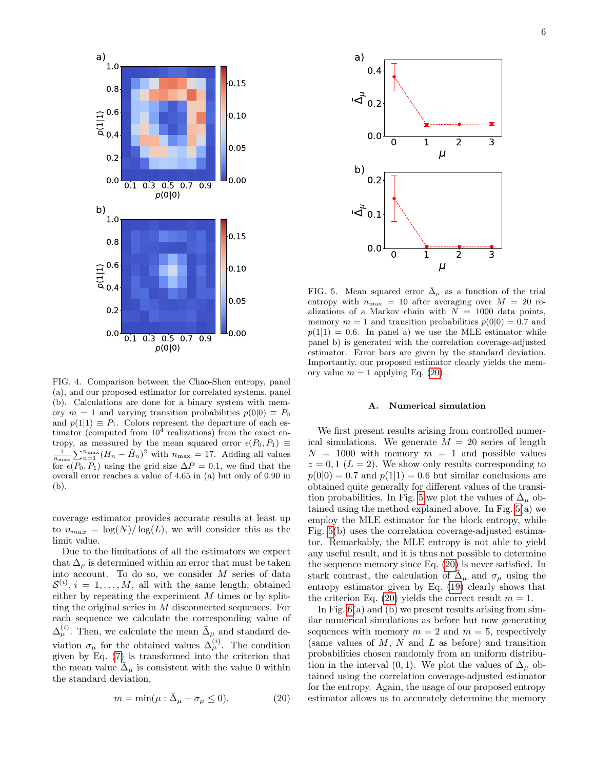FIG. 4. Comparison between the Chao-Shen entropy, panel (a), and our proposed estimator for correlated systems, panel (b). Calculations are done for a binary system with memory $m = 1$ and varying transition probabilities $p(0|0) \equiv P_0$ and $p(1|1) \equiv P_1$. Colors represent the departure of each estimator (computed from $10^4$ realizations) from the exact entropy, as measured by the mean squared error $\epsilon(P_0, P_1) \equiv \frac{1}{n_{\max}} \sum_{n=1}^{n_{\max}} (H_n - \hat{H}_n)^2$ with $n_{\max} = 17$. Adding all values for $\epsilon(P_0, P_1)$ using the grid size $\Delta P = 0.1$, we find that the overall error reaches a value of 4.65 in (a) but only of 0.90 in (b).

coverage estimator provides accurate results at least up to $n_{max} = \log(N)/\log(L)$, we will consider this as the limit value.

Due to the limitations of all the estimators we expect that $\Delta_\mu$ is determined within an error that must be taken into account. To do so, we consider $M$ series of data $\mathcal{S}^{(i)}$, $i = 1, \ldots, M$, all with the same length, obtained either by repeating the experiment $M$ times or by splitting the original series in $M$ disconnected sequences. For each sequence we calculate the corresponding value of $\Delta_\mu^{(i)}$. Then, we calculate the mean $\bar{\Delta}_\mu$ and standard deviation $\sigma_\mu$ for the obtained values $\Delta_\mu^{(i)}$. The condition given by Eq. (7) is transformed into the criterion that the mean value $\bar{\Delta}_\mu$ is consistent with the value 0 within the standard deviation,

$$m = \min(\mu : \bar{\Delta}_\mu - \sigma_\mu \leq 0). \tag{20}$$

FIG. 5. Mean squared error $\bar{\Delta}_\mu$ as a function of the trial entropy with $n_{\max} = 10$ after averaging over $M = 20$ realizations of a Markov chain with $N = 1000$ data points, memory $m = 1$ and transition probabilities $p(0|0) = 0.7$ and $p(1|1) = 0.6$. In panel a) we use the MLE estimator while panel b) is generated with the correlation coverage-adjusted estimator. Error bars are given by the standard deviation. Importantly, our proposed estimator clearly yields the memory value $m = 1$ applying Eq. (20).

### A. Numerical simulation

We first present results arising from controlled numerical simulations. We generate $M = 20$ series of length $N = 1000$ with memory $m = 1$ and possible values $z = 0, 1$ ($L = 2$). We show only results corresponding to $p(0|0) = 0.7$ and $p(1|1) = 0.6$ but similar conclusions are obtained quite generally for different values of the transition probabilities. In Fig. 5 we plot the values of $\bar{\Delta}_\mu$ obtained using the method explained above. In Fig. 5(a) we employ the MLE estimator for the block entropy, while Fig. 5(b) uses the correlation coverage-adjusted estimator. Remarkably, the MLE entropy is not able to yield any useful result, and it is thus not possible to determine the sequence memory since Eq. (20) is never satisfied. In stark contrast, the calculation of $\bar{\Delta}_\mu$ and $\sigma_\mu$ using the entropy estimator given by Eq. (19) clearly shows that the criterion Eq. (20) yields the correct result $m = 1$.

In Fig. 6(a) and (b) we present results arising from similar numerical simulations as before but now generating sequences with memory $m = 2$ and $m = 5$, respectively (same values of $M$, $N$ and $L$ as before) and transition probabilities chosen randomly from an uniform distribution in the interval $(0, 1)$. We plot the values of $\bar{\Delta}_\mu$ obtained using the correlation coverage-adjusted estimator for the entropy. Again, the usage of our proposed entropy estimator allows us to accurately determine the memory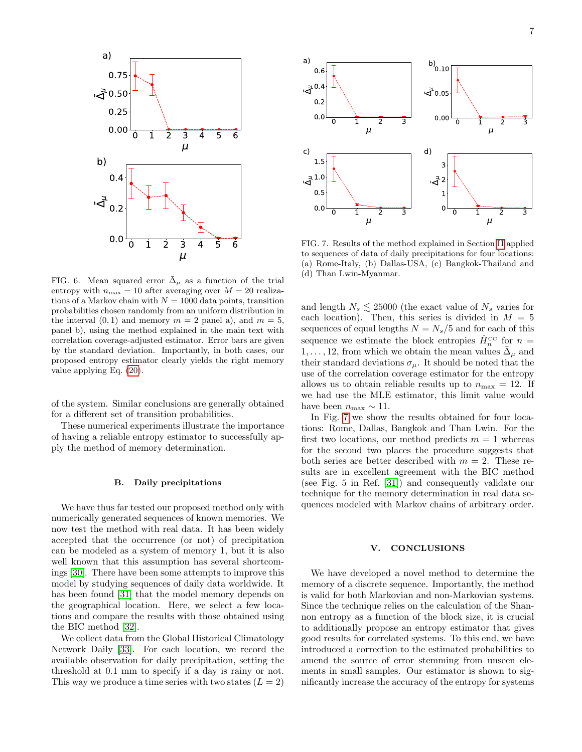FIG. 6. Mean squared error $\bar{\Delta}_\mu$ as a function of the trial entropy with $n_{\max} = 10$ after averaging over $M = 20$ realizations of a Markov chain with $N = 1000$ data points, transition probabilities chosen randomly from an uniform distribution in the interval $(0, 1)$ and memory $m = 2$ panel a), and $m = 5$, panel b), using the method explained in the main text with correlation coverage-adjusted estimator. Error bars are given by the standard deviation. Importantly, in both cases, our proposed entropy estimator clearly yields the right memory value applying Eq. (20).

of the system. Similar conclusions are generally obtained for a different set of transition probabilities.

These numerical experiments illustrate the importance of having a reliable entropy estimator to successfully apply the method of memory determination.

### B. Daily precipitations

We have thus far tested our proposed method only with numerically generated sequences of known memories. We now test the method with real data. It has been widely accepted that the occurrence (or not) of precipitation can be modeled as a system of memory 1, but it is also well known that this assumption has several shortcomings [30]. There have been some attempts to improve this model by studying sequences of daily data worldwide. It has been found [31] that the model memory depends on the geographical location. Here, we select a few locations and compare the results with those obtained using the BIC method [32].

We collect data from the Global Historical Climatology Network Daily [33]. For each location, we record the available observation for daily precipitation, setting the threshold at 0.1 mm to specify if a day is rainy or not. This way we produce a time series with two states ($L = 2$) and length $N_s \lesssim 25000$ (the exact value of $N_s$ varies for each location). Then, this series is divided in $M = 5$ sequences of equal lengths $N = N_s/5$ and for each of this sequence we estimate the block entropies $\hat{H}_n^{\mathrm{CC}}$ for $n = 1, \ldots, 12$, from which we obtain the mean values $\bar{\Delta}_\mu$ and their standard deviations $\sigma_\mu$. It should be noted that the use of the correlation coverage estimator for the entropy allows us to obtain reliable results up to $n_{\max} = 12$. If we had use the MLE estimator, this limit value would have been $n_{\max} \sim 11$.

FIG. 7. Results of the method explained in Section II applied to sequences of data of daily precipitations for four locations: (a) Rome-Italy, (b) Dallas-USA, (c) Bangkok-Thailand and (d) Than Lwin-Myanmar.

In Fig. 7 we show the results obtained for four locations: Rome, Dallas, Bangkok and Than Lwin. For the first two locations, our method predicts $m = 1$ whereas for the second two places the procedure suggests that both series are better described with $m = 2$. These results are in excellent agreement with the BIC method (see Fig. 5 in Ref. [31]) and consequently validate our technique for the memory determination in real data sequences modeled with Markov chains of arbitrary order.

## V. CONCLUSIONS

We have developed a novel method to determine the memory of a discrete sequence. Importantly, the method is valid for both Markovian and non-Markovian systems. Since the technique relies on the calculation of the Shannon entropy as a function of the block size, it is crucial to additionally propose an entropy estimator that gives good results for correlated systems. To this end, we have introduced a correction to the estimated probabilities to amend the source of error stemming from unseen elements in small samples. Our estimator is shown to significantly increase the accuracy of the entropy for systems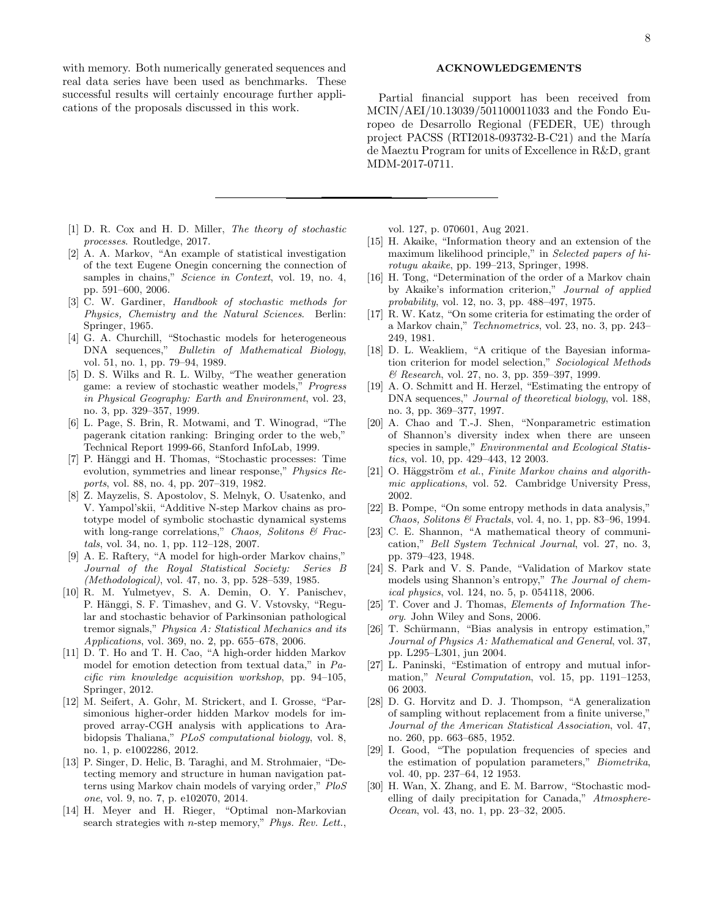with memory. Both numerically generated sequences and real data series have been used as benchmarks. These successful results will certainly encourage further applications of the proposals discussed in this work.

## ACKNOWLEDGEMENTS

Partial financial support has been received from MCIN/AEI/10.13039/501100011033 and the Fondo Europeo de Desarrollo Regional (FEDER, UE) through project PACSS (RTI2018-093732-B-C21) and the María de Maeztu Program for units of Excellence in R&D, grant MDM-2017-0711.

---

[1] D. R. Cox and H. D. Miller, *The theory of stochastic processes*. Routledge, 2017.

[2] A. A. Markov, "An example of statistical investigation of the text Eugene Onegin concerning the connection of samples in chains," *Science in Context*, vol. 19, no. 4, pp. 591–600, 2006.

[3] C. W. Gardiner, *Handbook of stochastic methods for Physics, Chemistry and the Natural Sciences*. Berlin: Springer, 1965.

[4] G. A. Churchill, "Stochastic models for heterogeneous DNA sequences," *Bulletin of Mathematical Biology*, vol. 51, no. 1, pp. 79–94, 1989.

[5] D. S. Wilks and R. L. Wilby, "The weather generation game: a review of stochastic weather models," *Progress in Physical Geography: Earth and Environment*, vol. 23, no. 3, pp. 329–357, 1999.

[6] L. Page, S. Brin, R. Motwami, and T. Winograd, "The pagerank citation ranking: Bringing order to the web," Technical Report 1999-66, Stanford InfoLab, 1999.

[7] P. Hänggi and H. Thomas, "Stochastic processes: Time evolution, symmetries and linear response," *Physics Reports*, vol. 88, no. 4, pp. 207–319, 1982.

[8] Z. Mayzelis, S. Apostolov, S. Melnyk, O. Usatenko, and V. Yampol'skii, "Additive N-step Markov chains as prototype model of symbolic stochastic dynamical systems with long-range correlations," *Chaos, Solitons & Fractals*, vol. 34, no. 1, pp. 112–128, 2007.

[9] A. E. Raftery, "A model for high-order Markov chains," *Journal of the Royal Statistical Society: Series B (Methodological)*, vol. 47, no. 3, pp. 528–539, 1985.

[10] R. M. Yulmetyev, S. A. Demin, O. Y. Panischev, P. Hänggi, S. F. Timashev, and G. V. Vstovsky, "Regular and stochastic behavior of Parkinsonian pathological tremor signals," *Physica A: Statistical Mechanics and its Applications*, vol. 369, no. 2, pp. 655–678, 2006.

[11] D. T. Ho and T. H. Cao, "A high-order hidden Markov model for emotion detection from textual data," in *Pacific rim knowledge acquisition workshop*, pp. 94–105, Springer, 2012.

[12] M. Seifert, A. Gohr, M. Strickert, and I. Grosse, "Parsimonious higher-order hidden Markov models for improved array-CGH analysis with applications to Arabidopsis Thaliana," *PLoS computational biology*, vol. 8, no. 1, p. e1002286, 2012.

[13] P. Singer, D. Helic, B. Taraghi, and M. Strohmaier, "Detecting memory and structure in human navigation patterns using Markov chain models of varying order," *PloS one*, vol. 9, no. 7, p. e102070, 2014.

[14] H. Meyer and H. Rieger, "Optimal non-Markovian search strategies with $n$-step memory," *Phys. Rev. Lett.*, vol. 127, p. 070601, Aug 2021.

[15] H. Akaike, "Information theory and an extension of the maximum likelihood principle," in *Selected papers of hirotugu akaike*, pp. 199–213, Springer, 1998.

[16] H. Tong, "Determination of the order of a Markov chain by Akaike's information criterion," *Journal of applied probability*, vol. 12, no. 3, pp. 488–497, 1975.

[17] R. W. Katz, "On some criteria for estimating the order of a Markov chain," *Technometrics*, vol. 23, no. 3, pp. 243–249, 1981.

[18] D. L. Weakliem, "A critique of the Bayesian information criterion for model selection," *Sociological Methods & Research*, vol. 27, no. 3, pp. 359–397, 1999.

[19] A. O. Schmitt and H. Herzel, "Estimating the entropy of DNA sequences," *Journal of theoretical biology*, vol. 188, no. 3, pp. 369–377, 1997.

[20] A. Chao and T.-J. Shen, "Nonparametric estimation of Shannon's diversity index when there are unseen species in sample," *Environmental and Ecological Statistics*, vol. 10, pp. 429–443, 12 2003.

[21] O. Häggström *et al.*, *Finite Markov chains and algorithmic applications*, vol. 52. Cambridge University Press, 2002.

[22] B. Pompe, "On some entropy methods in data analysis," *Chaos, Solitons & Fractals*, vol. 4, no. 1, pp. 83–96, 1994.

[23] C. E. Shannon, "A mathematical theory of communication," *Bell System Technical Journal*, vol. 27, no. 3, pp. 379–423, 1948.

[24] S. Park and V. S. Pande, "Validation of Markov state models using Shannon's entropy," *The Journal of chemical physics*, vol. 124, no. 5, p. 054118, 2006.

[25] T. Cover and J. Thomas, *Elements of Information Theory*. John Wiley and Sons, 2006.

[26] T. Schürmann, "Bias analysis in entropy estimation," *Journal of Physics A: Mathematical and General*, vol. 37, pp. L295–L301, jun 2004.

[27] L. Paninski, "Estimation of entropy and mutual information," *Neural Computation*, vol. 15, pp. 1191–1253, 06 2003.

[28] D. G. Horvitz and D. J. Thompson, "A generalization of sampling without replacement from a finite universe," *Journal of the American Statistical Association*, vol. 47, no. 260, pp. 663–685, 1952.

[29] I. Good, "The population frequencies of species and the estimation of population parameters," *Biometrika*, vol. 40, pp. 237–64, 12 1953.

[30] H. Wan, X. Zhang, and E. M. Barrow, "Stochastic modelling of daily precipitation for Canada," *Atmosphere-Ocean*, vol. 43, no. 1, pp. 23–32, 2005.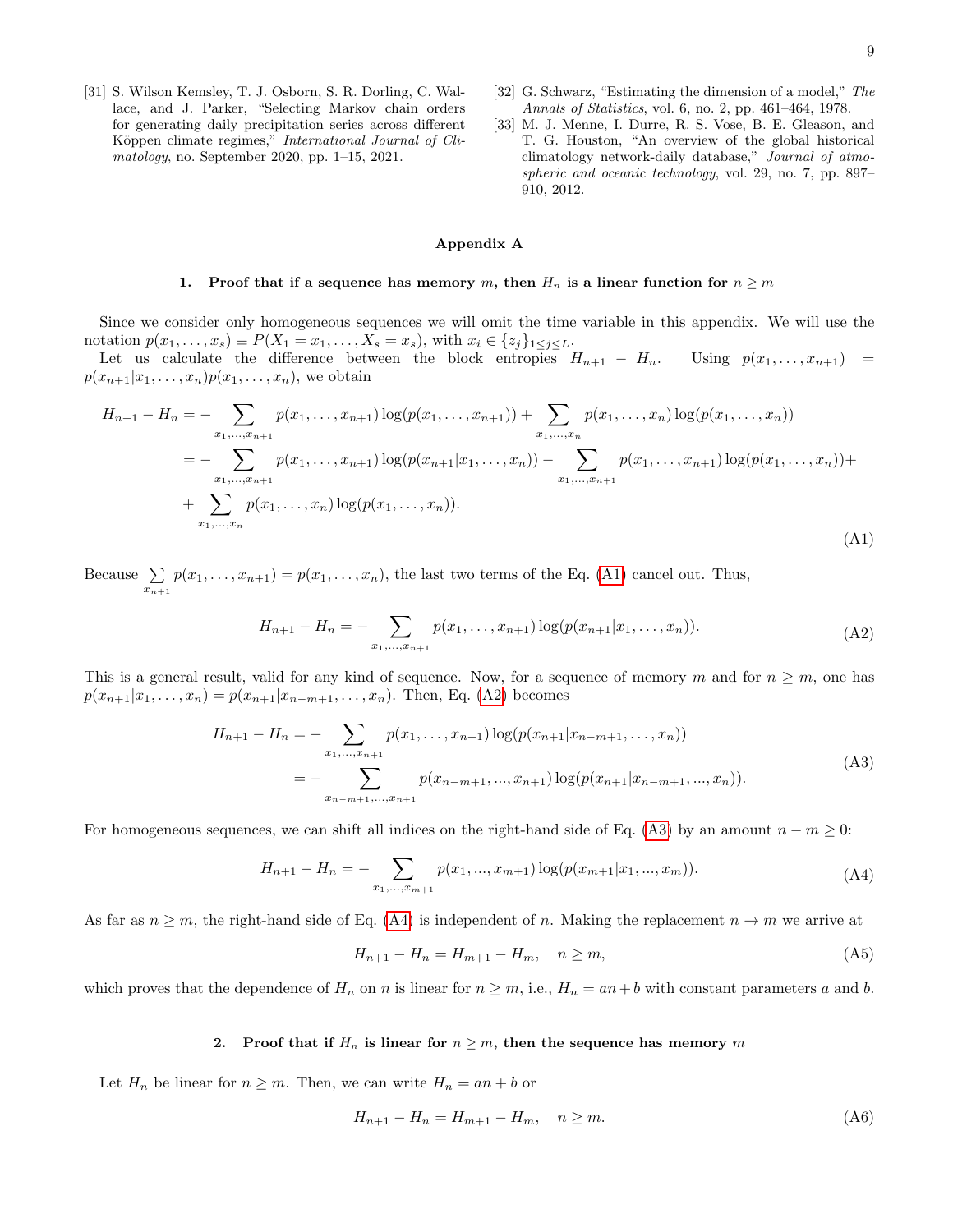[31] S. Wilson Kemsley, T. J. Osborn, S. R. Dorling, C. Wallace, and J. Parker, "Selecting Markov chain orders for generating daily precipitation series across different Köppen climate regimes," *International Journal of Climatology*, no. September 2020, pp. 1–15, 2021.

[32] G. Schwarz, "Estimating the dimension of a model," *The Annals of Statistics*, vol. 6, no. 2, pp. 461–464, 1978.

[33] M. J. Menne, I. Durre, R. S. Vose, B. E. Gleason, and T. G. Houston, "An overview of the global historical climatology network-daily database," *Journal of atmospheric and oceanic technology*, vol. 29, no. 7, pp. 897–910, 2012.

## Appendix A

### 1. Proof that if a sequence has memory $m$, then $H_n$ is a linear function for $n \geq m$

Since we consider only homogeneous sequences we will omit the time variable in this appendix. We will use the notation $p(x_1, \ldots, x_s) \equiv P(X_1 = x_1, \ldots, X_s = x_s)$, with $x_i \in \{z_j\}_{1 \leq j \leq L}$.

Let us calculate the difference between the block entropies $H_{n+1} - H_n$. Using $p(x_1, \ldots, x_{n+1}) = p(x_{n+1}|x_1, \ldots, x_n)p(x_1, \ldots, x_n)$, we obtain

$$
\begin{aligned}
H_{n+1} - H_n = &- \sum_{x_1,\ldots,x_{n+1}} p(x_1, \ldots, x_{n+1}) \log(p(x_1, \ldots, x_{n+1})) + \sum_{x_1,\ldots,x_n} p(x_1, \ldots, x_n) \log(p(x_1, \ldots, x_n)) \\
= &- \sum_{x_1,\ldots,x_{n+1}} p(x_1, \ldots, x_{n+1}) \log(p(x_{n+1}|x_1, \ldots, x_n)) - \sum_{x_1,\ldots,x_{n+1}} p(x_1, \ldots, x_{n+1}) \log(p(x_1, \ldots, x_n)) + \\
&+ \sum_{x_1,\ldots,x_n} p(x_1, \ldots, x_n) \log(p(x_1, \ldots, x_n)).
\end{aligned}
\tag{A1}
$$

Because $\sum_{x_{n+1}} p(x_1, \ldots, x_{n+1}) = p(x_1, \ldots, x_n)$, the last two terms of the Eq. (A1) cancel out. Thus,

$$
H_{n+1} - H_n = - \sum_{x_1,\ldots,x_{n+1}} p(x_1, \ldots, x_{n+1}) \log(p(x_{n+1}|x_1, \ldots, x_n)). \tag{A2}
$$

This is a general result, valid for any kind of sequence. Now, for a sequence of memory $m$ and for $n \geq m$, one has $p(x_{n+1}|x_1, \ldots, x_n) = p(x_{n+1}|x_{n-m+1}, \ldots, x_n)$. Then, Eq. (A2) becomes

$$
\begin{aligned}
H_{n+1} - H_n &= - \sum_{x_1,\ldots,x_{n+1}} p(x_1, \ldots, x_{n+1}) \log(p(x_{n+1}|x_{n-m+1}, \ldots, x_n)) \\
&= - \sum_{x_{n-m+1},\ldots,x_{n+1}} p(x_{n-m+1}, ..., x_{n+1}) \log(p(x_{n+1}|x_{n-m+1}, ..., x_n)).
\end{aligned}
\tag{A3}
$$

For homogeneous sequences, we can shift all indices on the right-hand side of Eq. (A3) by an amount $n - m \geq 0$:

$$
H_{n+1} - H_n = - \sum_{x_1,\ldots,x_{m+1}} p(x_1, ..., x_{m+1}) \log(p(x_{m+1}|x_1, ..., x_m)). \tag{A4}
$$

As far as $n \geq m$, the right-hand side of Eq. (A4) is independent of $n$. Making the replacement $n \to m$ we arrive at

$$
H_{n+1} - H_n = H_{m+1} - H_m, \quad n \geq m, \tag{A5}
$$

which proves that the dependence of $H_n$ on $n$ is linear for $n \geq m$, i.e., $H_n = an + b$ with constant parameters $a$ and $b$.

### 2. Proof that if $H_n$ is linear for $n \geq m$, then the sequence has memory $m$

Let $H_n$ be linear for $n \geq m$. Then, we can write $H_n = an + b$ or

$$
H_{n+1} - H_n = H_{m+1} - H_m, \quad n \geq m. \tag{A6}
$$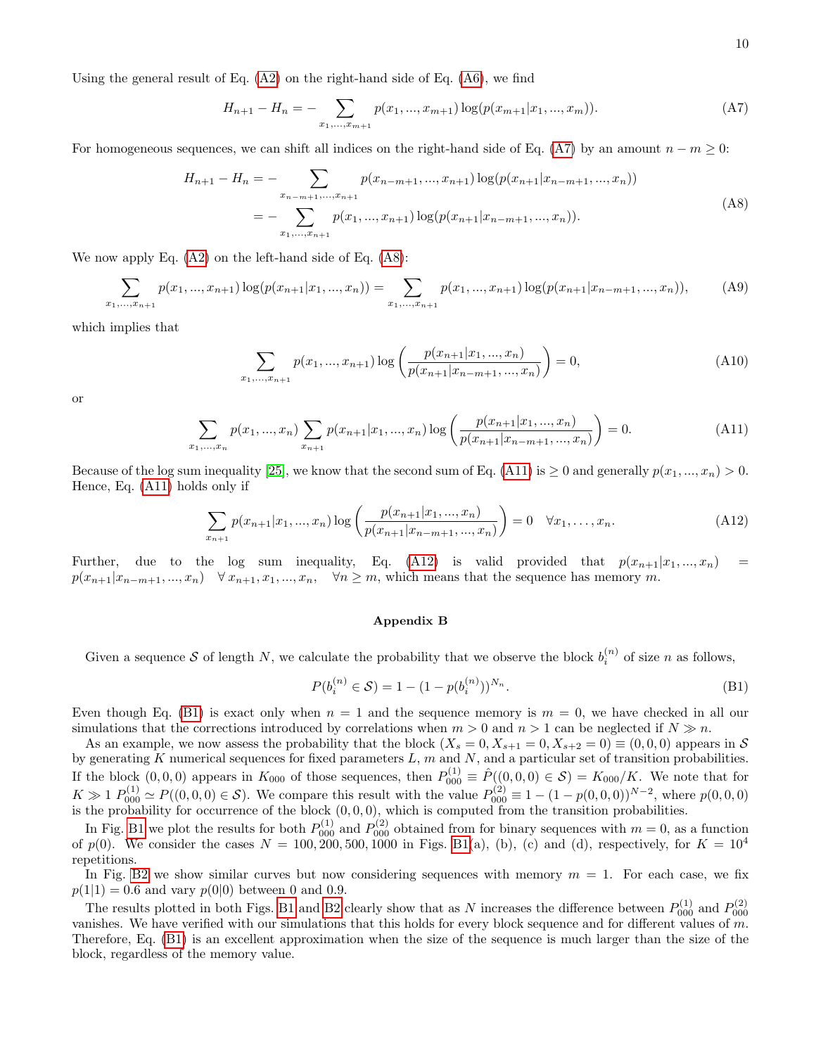Using the general result of Eq. (A2) on the right-hand side of Eq. (A6), we find

$$H_{n+1} - H_n = - \sum_{x_1,...,x_{m+1}} p(x_1, ..., x_{m+1}) \log(p(x_{m+1}|x_1, ..., x_m)). \tag{A7}$$

For homogeneous sequences, we can shift all indices on the right-hand side of Eq. (A7) by an amount $n - m \geq 0$:

$$\begin{aligned} H_{n+1} - H_n &= - \sum_{x_{n-m+1},...,x_{n+1}} p(x_{n-m+1}, ..., x_{n+1}) \log(p(x_{n+1}|x_{n-m+1}, ..., x_n)) \\ &= - \sum_{x_1,...,x_{n+1}} p(x_1, ..., x_{n+1}) \log(p(x_{n+1}|x_{n-m+1}, ..., x_n)). \end{aligned} \tag{A8}$$

We now apply Eq. (A2) on the left-hand side of Eq. (A8):

$$\sum_{x_1,...,x_{n+1}} p(x_1, ..., x_{n+1}) \log(p(x_{n+1}|x_1, ..., x_n)) = \sum_{x_1,...,x_{n+1}} p(x_1, ..., x_{n+1}) \log(p(x_{n+1}|x_{n-m+1}, ..., x_n)), \tag{A9}$$

which implies that

$$\sum_{x_1,...,x_{n+1}} p(x_1, ..., x_{n+1}) \log\left(\frac{p(x_{n+1}|x_1, ..., x_n)}{p(x_{n+1}|x_{n-m+1}, ..., x_n)}\right) = 0, \tag{A10}$$

or

$$\sum_{x_1,...,x_n} p(x_1, ..., x_n) \sum_{x_{n+1}} p(x_{n+1}|x_1, ..., x_n) \log\left(\frac{p(x_{n+1}|x_1, ..., x_n)}{p(x_{n+1}|x_{n-m+1}, ..., x_n)}\right) = 0. \tag{A11}$$

Because of the log sum inequality [25], we know that the second sum of Eq. (A11) is $\geq 0$ and generally $p(x_1, ..., x_n) > 0$. Hence, Eq. (A11) holds only if

$$\sum_{x_{n+1}} p(x_{n+1}|x_1, ..., x_n) \log\left(\frac{p(x_{n+1}|x_1, ..., x_n)}{p(x_{n+1}|x_{n-m+1}, ..., x_n)}\right) = 0 \quad \forall x_1, \ldots, x_n. \tag{A12}$$

Further, due to the log sum inequality, Eq. (A12) is valid provided that $p(x_{n+1}|x_1, ..., x_n) = p(x_{n+1}|x_{n-m+1}, ..., x_n) \quad \forall\, x_{n+1}, x_1, ..., x_n, \quad \forall n \geq m$, which means that the sequence has memory $m$.

## Appendix B

Given a sequence $\mathcal{S}$ of length $N$, we calculate the probability that we observe the block $b_i^{(n)}$ of size $n$ as follows,

$$P(b_i^{(n)} \in \mathcal{S}) = 1 - (1 - p(b_i^{(n)}))^{N_n}. \tag{B1}$$

Even though Eq. (B1) is exact only when $n = 1$ and the sequence memory is $m = 0$, we have checked in all our simulations that the corrections introduced by correlations when $m > 0$ and $n > 1$ can be neglected if $N \gg n$.

As an example, we now assess the probability that the block $(X_s = 0, X_{s+1} = 0, X_{s+2} = 0) \equiv (0, 0, 0)$ appears in $\mathcal{S}$ by generating $K$ numerical sequences for fixed parameters $L$, $m$ and $N$, and a particular set of transition probabilities. If the block $(0, 0, 0)$ appears in $K_{000}$ of those sequences, then $P_{000}^{(1)} \equiv \hat{P}((0, 0, 0) \in \mathcal{S}) = K_{000}/K$. We note that for $K \gg 1$ $P_{000}^{(1)} \simeq P((0, 0, 0) \in \mathcal{S})$. We compare this result with the value $P_{000}^{(2)} \equiv 1 - (1 - p(0, 0, 0))^{N-2}$, where $p(0, 0, 0)$ is the probability for occurrence of the block $(0, 0, 0)$, which is computed from the transition probabilities.

In Fig. B1 we plot the results for both $P_{000}^{(1)}$ and $P_{000}^{(2)}$ obtained from for binary sequences with $m = 0$, as a function of $p(0)$. We consider the cases $N = 100, 200, 500, 1000$ in Figs. B1(a), (b), (c) and (d), respectively, for $K = 10^4$ repetitions.

In Fig. B2 we show similar curves but now considering sequences with memory $m = 1$. For each case, we fix $p(1|1) = 0.6$ and vary $p(0|0)$ between 0 and 0.9.

The results plotted in both Figs. B1 and B2 clearly show that as $N$ increases the difference between $P_{000}^{(1)}$ and $P_{000}^{(2)}$ vanishes. We have verified with our simulations that this holds for every block sequence and for different values of $m$. Therefore, Eq. (B1) is an excellent approximation when the size of the sequence is much larger than the size of the block, regardless of the memory value.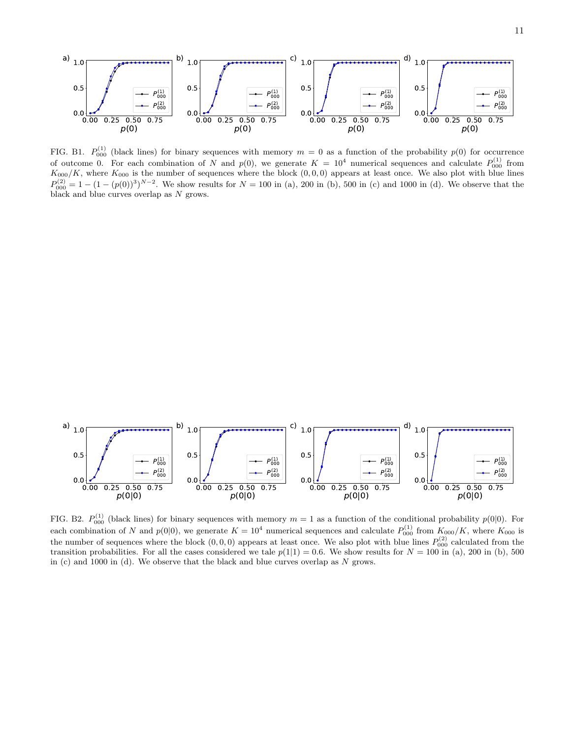a) b) c) d)

1.0
0.5
0.0
0.00 0.25 0.50 0.75
$p(0)$
$P^{(1)}_{000}$
$P^{(2)}_{000}$

FIG. B1. $P^{(1)}_{000}$ (black lines) for binary sequences with memory $m = 0$ as a function of the probability $p(0)$ for occurrence of outcome 0. For each combination of $N$ and $p(0)$, we generate $K = 10^4$ numerical sequences and calculate $P^{(1)}_{000}$ from $K_{000}/K$, where $K_{000}$ is the number of sequences where the block $(0, 0, 0)$ appears at least once. We also plot with blue lines $P^{(2)}_{000} = 1 - (1 - (p(0))^3)^{N-2}$. We show results for $N = 100$ in (a), 200 in (b), 500 in (c) and 1000 in (d). We observe that the black and blue curves overlap as $N$ grows.

a) b) c) d)

1.0
0.5
0.0
0.00 0.25 0.50 0.75
$p(0|0)$
$P^{(1)}_{000}$
$P^{(2)}_{000}$

FIG. B2. $P^{(1)}_{000}$ (black lines) for binary sequences with memory $m = 1$ as a function of the conditional probability $p(0|0)$. For each combination of $N$ and $p(0|0)$, we generate $K = 10^4$ numerical sequences and calculate $P^{(1)}_{000}$ from $K_{000}/K$, where $K_{000}$ is the number of sequences where the block $(0, 0, 0)$ appears at least once. We also plot with blue lines $P^{(2)}_{000}$ calculated from the transition probabilities. For all the cases considered we tale $p(1|1) = 0.6$. We show results for $N = 100$ in (a), 200 in (b), 500 in (c) and 1000 in (d). We observe that the black and blue curves overlap as $N$ grows.